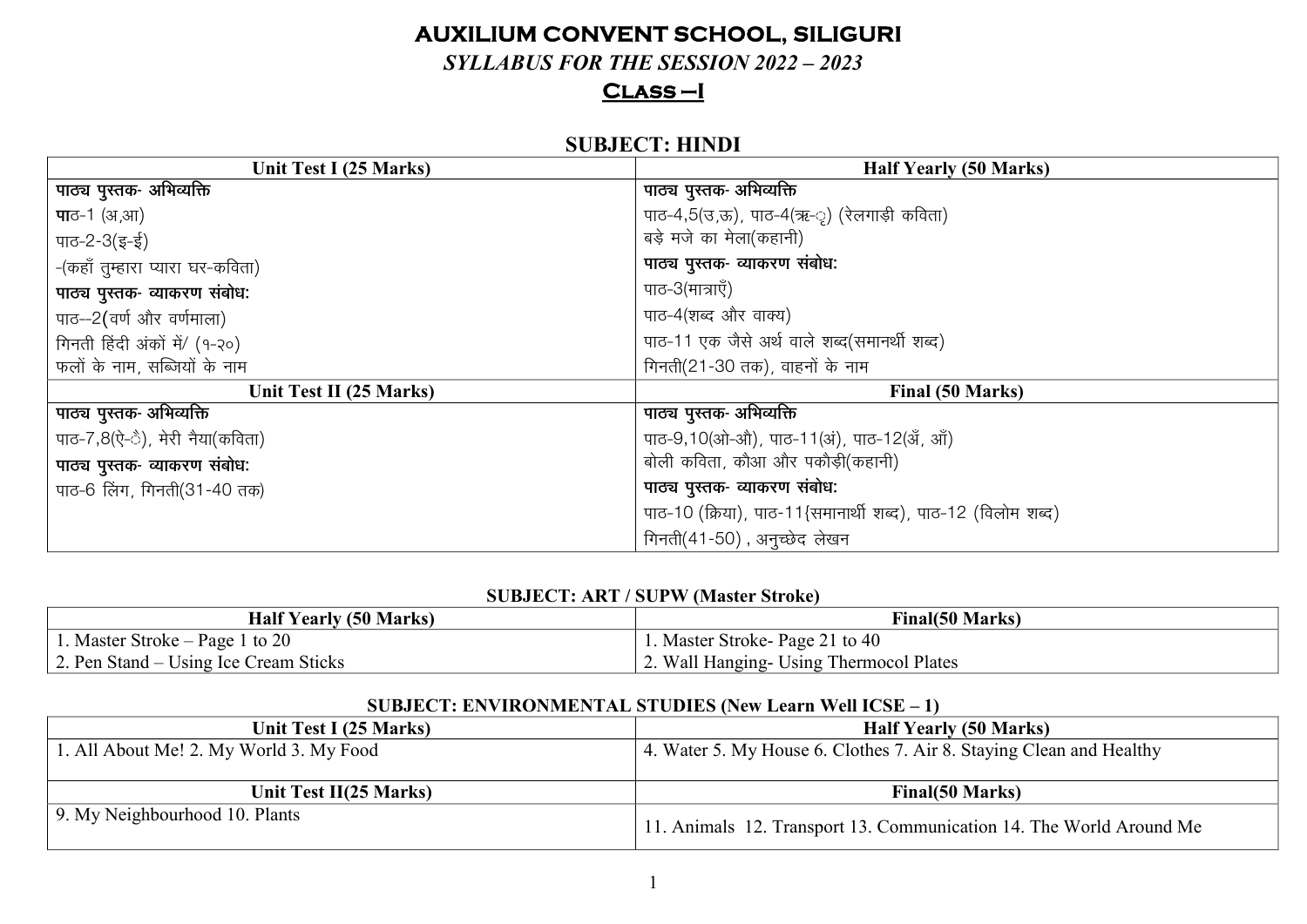# AUXILIUM CONVENT SCHOOL, SILIGURI

***SYLLABUS FOR THE SESSION 2022 – 2023***

## <u>CLASS – I</u>

### SUBJECT: HINDI

| Unit Test I (25 Marks) | Half Yearly (50 Marks) |
|---|---|
| **पाठ्य पुस्तक- अभिव्यक्ति**<br>पाठ-1 (अ,आ)<br>पाठ-2-3(इ-ई)<br>-(कहाँ तुम्हारा प्यारा घर-कविता)<br>**पाठ्य पुस्तक- व्याकरण संबोध:**<br>पाठ--2(वर्ण और वर्णमाला)<br>गिनती हिंदी अंकों में/ (१-२०)<br>फलों के नाम, सब्जियों के नाम | **पाठ्य पुस्तक- अभिव्यक्ति**<br>पाठ-4,5(उ,ऊ), पाठ-4(ऋ-ृ) (रेलगाड़ी कविता)<br>बड़े मजे का मेला(कहानी)<br>**पाठ्य पुस्तक- व्याकरण संबोध:**<br>पाठ-3(मात्राएँ)<br>पाठ-4(शब्द और वाक्य)<br>पाठ-11 एक जैसे अर्थ वाले शब्द(समानर्थी शब्द)<br>गिनती(21-30 तक), वाहनों के नाम |
| **Unit Test II (25 Marks)** | **Final (50 Marks)** |
| **पाठ्य पुस्तक- अभिव्यक्ति**<br>पाठ-7,8(ऐ-ै), मेरी नैया(कविता)<br>**पाठ्य पुस्तक- व्याकरण संबोध:**<br>पाठ-6 लिंग, गिनती(31-40 तक) | **पाठ्य पुस्तक- अभिव्यक्ति**<br>पाठ-9,10(ओ-औ), पाठ-11(अं), पाठ-12(अँ, आँ)<br>बोली कविता, कौआ और पकौड़ी(कहानी)<br>**पाठ्य पुस्तक- व्याकरण संबोध:**<br>पाठ-10 (क्रिया), पाठ-11{समानार्थी शब्द), पाठ-12 (विलोम शब्द)<br>गिनती(41-50) , अनुच्छेद लेखन |

### SUBJECT: ART / SUPW (Master Stroke)

| Half Yearly (50 Marks) | Final(50 Marks) |
|---|---|
| 1. Master Stroke – Page 1 to 20 | 1. Master Stroke- Page 21 to 40 |
| 2. Pen Stand – Using Ice Cream Sticks | 2. Wall Hanging- Using Thermocol Plates |

### SUBJECT: ENVIRONMENTAL STUDIES (New Learn Well ICSE – 1)

| Unit Test I (25 Marks) | Half Yearly (50 Marks) |
|---|---|
| 1. All About Me! 2. My World 3. My Food | 4. Water 5. My House 6. Clothes 7. Air 8. Staying Clean and Healthy |
| **Unit Test II(25 Marks)** | **Final(50 Marks)** |
| 9. My Neighbourhood 10. Plants | 11. Animals 12. Transport 13. Communication 14. The World Around Me |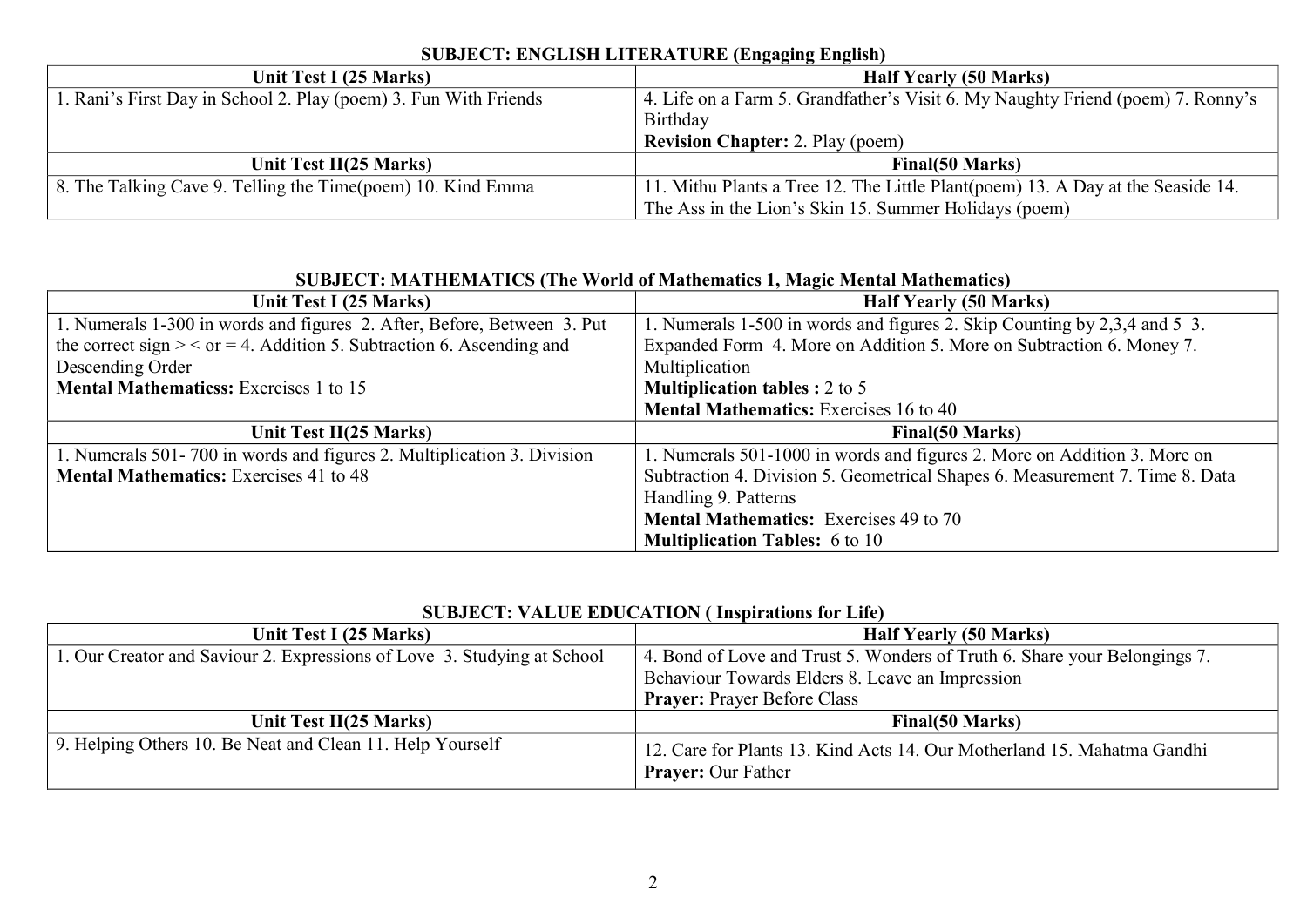### SUBJECT: ENGLISH LITERATURE (Engaging English)

| Unit Test I (25 Marks) | Half Yearly (50 Marks) |
| --- | --- |
| 1. Rani's First Day in School 2. Play (poem) 3. Fun With Friends | 4. Life on a Farm 5. Grandfather's Visit 6. My Naughty Friend (poem) 7. Ronny's Birthday<br>**Revision Chapter:** 2. Play (poem) |
| **Unit Test II(25 Marks)** | **Final(50 Marks)** |
| 8. The Talking Cave 9. Telling the Time(poem) 10. Kind Emma | 11. Mithu Plants a Tree 12. The Little Plant(poem) 13. A Day at the Seaside 14. The Ass in the Lion's Skin 15. Summer Holidays (poem) |

### SUBJECT: MATHEMATICS (The World of Mathematics 1, Magic Mental Mathematics)

| Unit Test I (25 Marks) | Half Yearly (50 Marks) |
| --- | --- |
| 1. Numerals 1-300 in words and figures 2. After, Before, Between 3. Put the correct sign > < or = 4. Addition 5. Subtraction 6. Ascending and Descending Order<br>**Mental Mathematicss:** Exercises 1 to 15 | 1. Numerals 1-500 in words and figures 2. Skip Counting by 2,3,4 and 5 3. Expanded Form 4. More on Addition 5. More on Subtraction 6. Money 7. Multiplication<br>**Multiplication tables :** 2 to 5<br>**Mental Mathematics:** Exercises 16 to 40 |
| **Unit Test II(25 Marks)** | **Final(50 Marks)** |
| 1. Numerals 501- 700 in words and figures 2. Multiplication 3. Division<br>**Mental Mathematics:** Exercises 41 to 48 | 1. Numerals 501-1000 in words and figures 2. More on Addition 3. More on Subtraction 4. Division 5. Geometrical Shapes 6. Measurement 7. Time 8. Data Handling 9. Patterns<br>**Mental Mathematics:** Exercises 49 to 70<br>**Multiplication Tables:** 6 to 10 |

### SUBJECT: VALUE EDUCATION ( Inspirations for Life)

| Unit Test I (25 Marks) | Half Yearly (50 Marks) |
| --- | --- |
| 1. Our Creator and Saviour 2. Expressions of Love 3. Studying at School | 4. Bond of Love and Trust 5. Wonders of Truth 6. Share your Belongings 7. Behaviour Towards Elders 8. Leave an Impression<br>**Prayer:** Prayer Before Class |
| **Unit Test II(25 Marks)** | **Final(50 Marks)** |
| 9. Helping Others 10. Be Neat and Clean 11. Help Yourself | 12. Care for Plants 13. Kind Acts 14. Our Motherland 15. Mahatma Gandhi<br>**Prayer:** Our Father |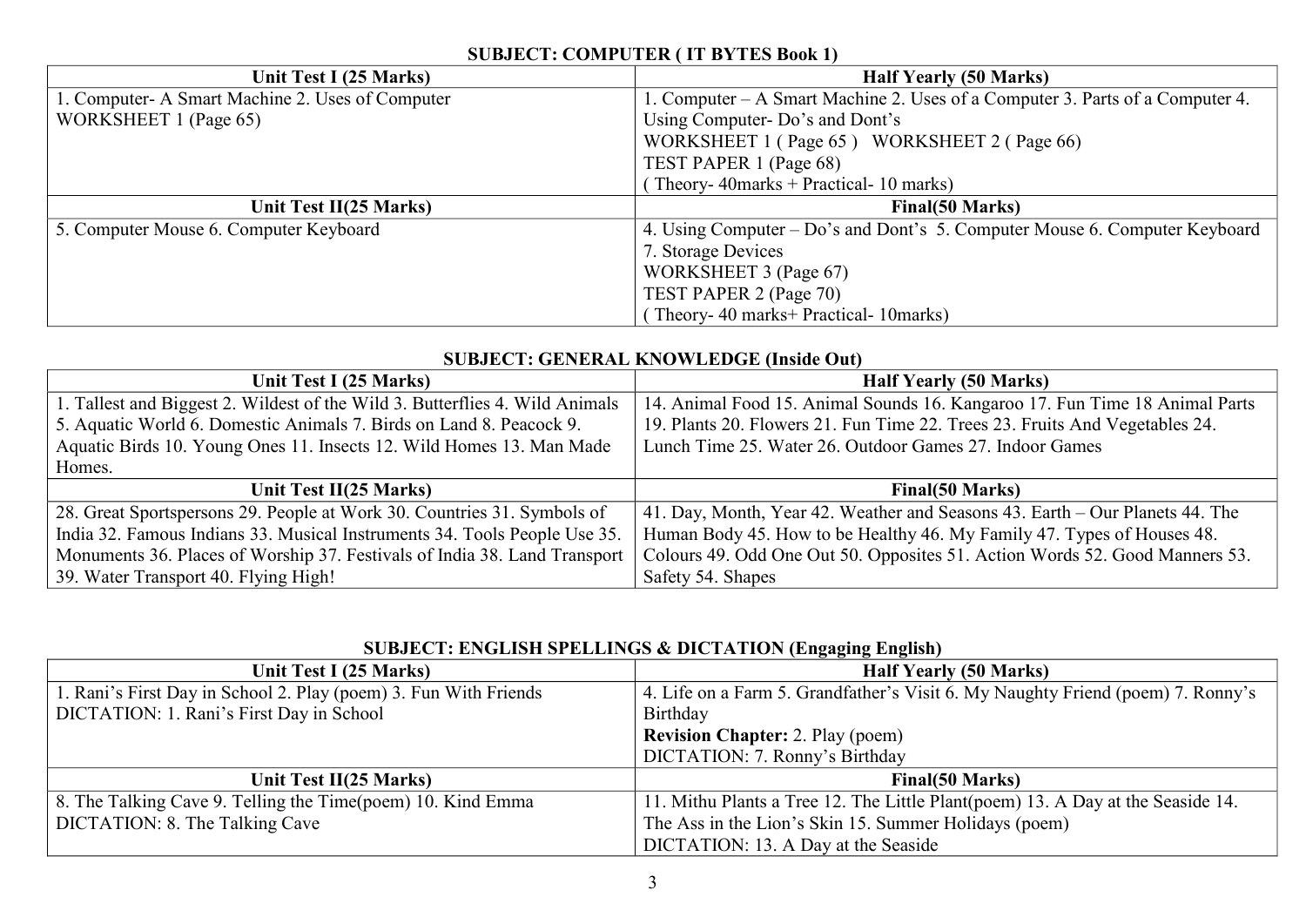**SUBJECT: COMPUTER ( IT BYTES Book 1)**

| Unit Test I (25 Marks) | Half Yearly (50 Marks) |
|---|---|
| 1. Computer- A Smart Machine 2. Uses of Computer<br>WORKSHEET 1 (Page 65) | 1. Computer – A Smart Machine 2. Uses of a Computer 3. Parts of a Computer 4. Using Computer- Do's and Dont's<br>WORKSHEET 1 ( Page 65 ) WORKSHEET 2 ( Page 66)<br>TEST PAPER 1 (Page 68)<br>( Theory- 40marks + Practical- 10 marks) |
| **Unit Test II(25 Marks)** | **Final(50 Marks)** |
| 5. Computer Mouse 6. Computer Keyboard | 4. Using Computer – Do's and Dont's 5. Computer Mouse 6. Computer Keyboard 7. Storage Devices<br>WORKSHEET 3 (Page 67)<br>TEST PAPER 2 (Page 70)<br>( Theory- 40 marks+ Practical- 10marks) |

**SUBJECT: GENERAL KNOWLEDGE (Inside Out)**

| Unit Test I (25 Marks) | Half Yearly (50 Marks) |
|---|---|
| 1. Tallest and Biggest 2. Wildest of the Wild 3. Butterflies 4. Wild Animals 5. Aquatic World 6. Domestic Animals 7. Birds on Land 8. Peacock 9. Aquatic Birds 10. Young Ones 11. Insects 12. Wild Homes 13. Man Made Homes. | 14. Animal Food 15. Animal Sounds 16. Kangaroo 17. Fun Time 18 Animal Parts 19. Plants 20. Flowers 21. Fun Time 22. Trees 23. Fruits And Vegetables 24. Lunch Time 25. Water 26. Outdoor Games 27. Indoor Games |
| **Unit Test II(25 Marks)** | **Final(50 Marks)** |
| 28. Great Sportspersons 29. People at Work 30. Countries 31. Symbols of India 32. Famous Indians 33. Musical Instruments 34. Tools People Use 35. Monuments 36. Places of Worship 37. Festivals of India 38. Land Transport 39. Water Transport 40. Flying High! | 41. Day, Month, Year 42. Weather and Seasons 43. Earth – Our Planets 44. The Human Body 45. How to be Healthy 46. My Family 47. Types of Houses 48. Colours 49. Odd One Out 50. Opposites 51. Action Words 52. Good Manners 53. Safety 54. Shapes |

**SUBJECT: ENGLISH SPELLINGS & DICTATION (Engaging English)**

| Unit Test I (25 Marks) | Half Yearly (50 Marks) |
|---|---|
| 1. Rani's First Day in School 2. Play (poem) 3. Fun With Friends<br>DICTATION: 1. Rani's First Day in School | 4. Life on a Farm 5. Grandfather's Visit 6. My Naughty Friend (poem) 7. Ronny's Birthday<br>**Revision Chapter:** 2. Play (poem)<br>DICTATION: 7. Ronny's Birthday |
| **Unit Test II(25 Marks)** | **Final(50 Marks)** |
| 8. The Talking Cave 9. Telling the Time(poem) 10. Kind Emma<br>DICTATION: 8. The Talking Cave | 11. Mithu Plants a Tree 12. The Little Plant(poem) 13. A Day at the Seaside 14. The Ass in the Lion's Skin 15. Summer Holidays (poem)<br>DICTATION: 13. A Day at the Seaside |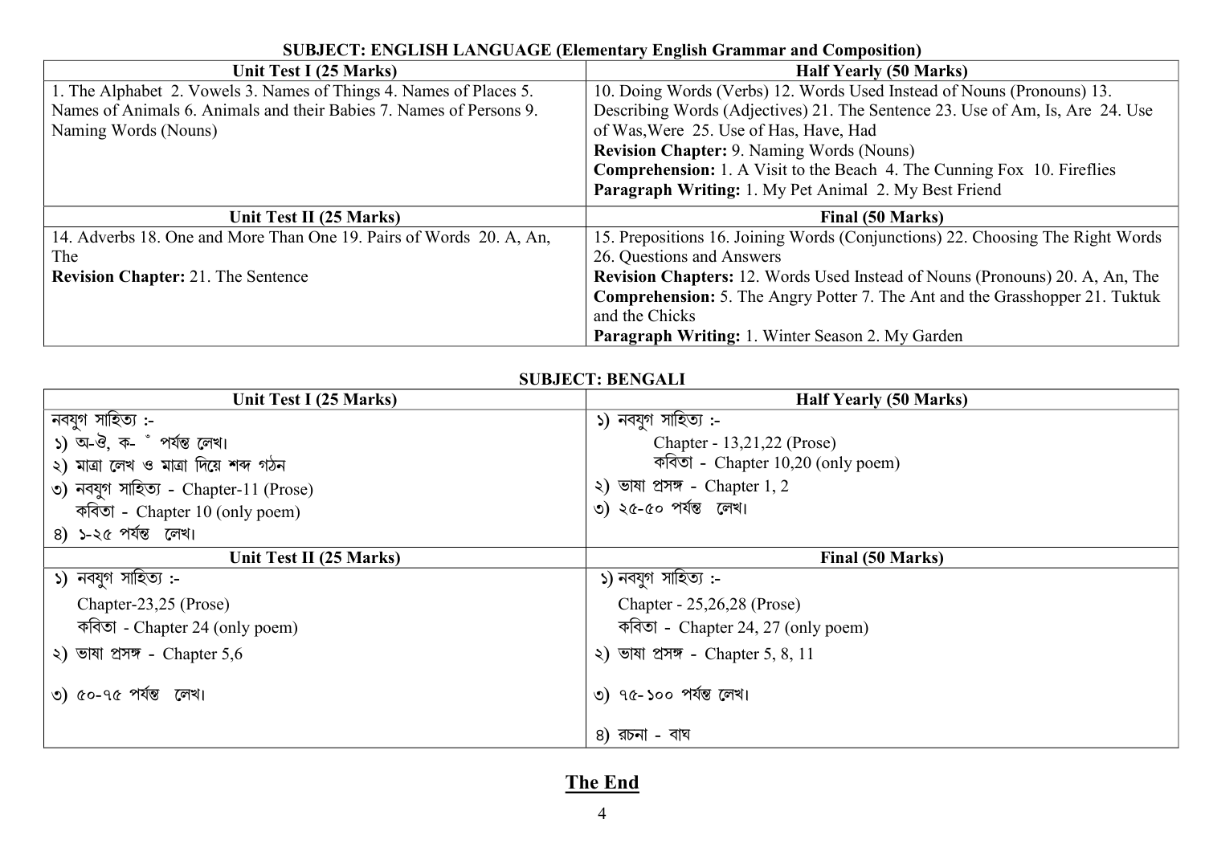**SUBJECT: ENGLISH LANGUAGE (Elementary English Grammar and Composition)**

| Unit Test I (25 Marks) | Half Yearly (50 Marks) |
|---|---|
| 1. The Alphabet 2. Vowels 3. Names of Things 4. Names of Places 5. Names of Animals 6. Animals and their Babies 7. Names of Persons 9. Naming Words (Nouns) | 10. Doing Words (Verbs) 12. Words Used Instead of Nouns (Pronouns) 13. Describing Words (Adjectives) 21. The Sentence 23. Use of Am, Is, Are 24. Use of Was,Were 25. Use of Has, Have, Had<br>**Revision Chapter:** 9. Naming Words (Nouns)<br>**Comprehension:** 1. A Visit to the Beach 4. The Cunning Fox 10. Fireflies<br>**Paragraph Writing:** 1. My Pet Animal 2. My Best Friend |
| **Unit Test II (25 Marks)** | **Final (50 Marks)** |
| 14. Adverbs 18. One and More Than One 19. Pairs of Words 20. A, An, The<br>**Revision Chapter:** 21. The Sentence | 15. Prepositions 16. Joining Words (Conjunctions) 22. Choosing The Right Words 26. Questions and Answers<br>**Revision Chapters:** 12. Words Used Instead of Nouns (Pronouns) 20. A, An, The<br>**Comprehension:** 5. The Angry Potter 7. The Ant and the Grasshopper 21. Tuktuk and the Chicks<br>**Paragraph Writing:** 1. Winter Season 2. My Garden |

**SUBJECT: BENGALI**

| Unit Test I (25 Marks) | Half Yearly (50 Marks) |
|---|---|
| নবযুগ সাহিত্য :-<br>১) অ-ঔ, ক- ঁ পর্যন্ত লেখ।<br>২) মাত্রা লেখ ও মাত্রা দিয়ে শব্দ গঠন<br>৩) নবযুগ সাহিত্য - Chapter-11 (Prose)<br>কবিতা - Chapter 10 (only poem)<br>৪) ১-২৫ পর্যন্ত লেখ। | ১) নবযুগ সাহিত্য :-<br>Chapter - 13,21,22 (Prose)<br>কবিতা - Chapter 10,20 (only poem)<br>২) ভাষা প্রসঙ্গ - Chapter 1, 2<br>৩) ২৫-৫০ পর্যন্ত লেখ। |
| **Unit Test II (25 Marks)** | **Final (50 Marks)** |
| ১) নবযুগ সাহিত্য :-<br>Chapter-23,25 (Prose)<br>কবিতা - Chapter 24 (only poem)<br>২) ভাষা প্রসঙ্গ - Chapter 5,6<br>৩) ৫০-৭৫ পর্যন্ত লেখ। | ১) নবযুগ সাহিত্য :-<br>Chapter - 25,26,28 (Prose)<br>কবিতা - Chapter 24, 27 (only poem)<br>২) ভাষা প্রসঙ্গ - Chapter 5, 8, 11<br>৩) ৭৫-১০০ পর্যন্ত লেখ।<br>৪) রচনা - বাঘ |

**The End**